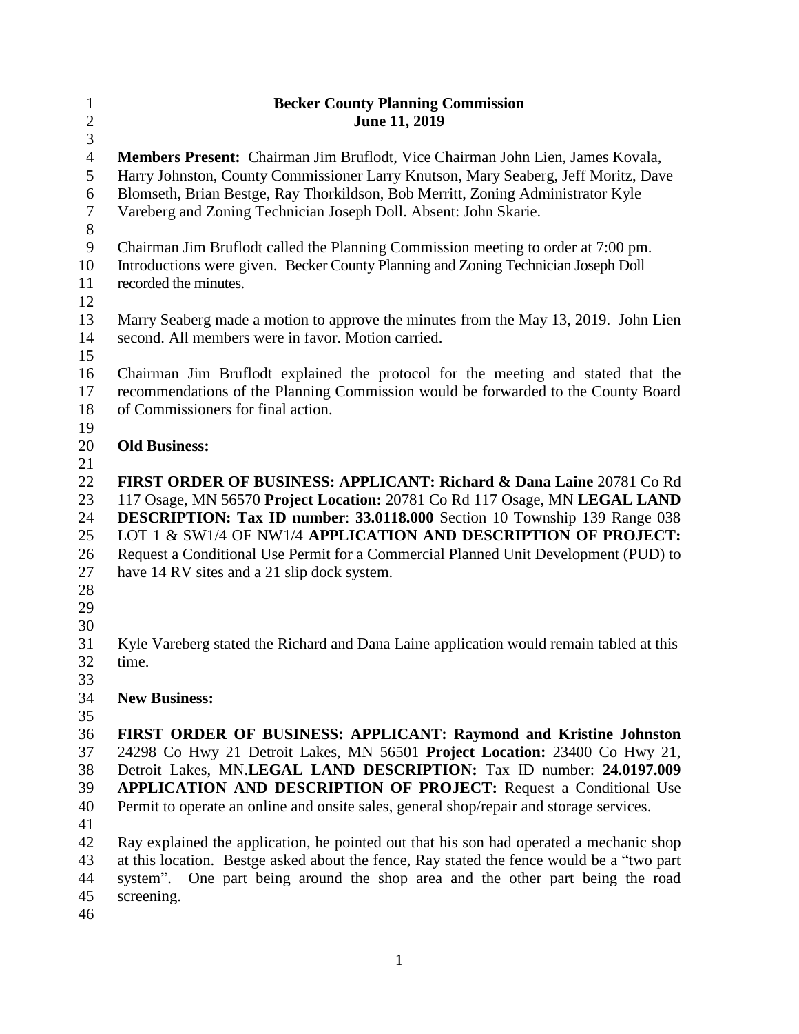**Becker County Planning Commission**
**June 11, 2019**

**Members Present:** Chairman Jim Bruflodt, Vice Chairman John Lien, James Kovala, Harry Johnston, County Commissioner Larry Knutson, Mary Seaberg, Jeff Moritz, Dave Blomseth, Brian Bestge, Ray Thorkildson, Bob Merritt, Zoning Administrator Kyle Vareberg and Zoning Technician Joseph Doll. Absent: John Skarie.

Chairman Jim Bruflodt called the Planning Commission meeting to order at 7:00 pm. Introductions were given. Becker County Planning and Zoning Technician Joseph Doll recorded the minutes.

Marry Seaberg made a motion to approve the minutes from the May 13, 2019. John Lien second. All members were in favor. Motion carried.

Chairman Jim Bruflodt explained the protocol for the meeting and stated that the recommendations of the Planning Commission would be forwarded to the County Board of Commissioners for final action.

**Old Business:**

**FIRST ORDER OF BUSINESS: APPLICANT: Richard & Dana Laine** 20781 Co Rd 117 Osage, MN 56570 **Project Location:** 20781 Co Rd 117 Osage, MN **LEGAL LAND DESCRIPTION: Tax ID number**: **33.0118.000** Section 10 Township 139 Range 038 LOT 1 & SW1/4 OF NW1/4 **APPLICATION AND DESCRIPTION OF PROJECT:** Request a Conditional Use Permit for a Commercial Planned Unit Development (PUD) to have 14 RV sites and a 21 slip dock system.

Kyle Vareberg stated the Richard and Dana Laine application would remain tabled at this time.

**New Business:**

**FIRST ORDER OF BUSINESS: APPLICANT: Raymond and Kristine Johnston** 24298 Co Hwy 21 Detroit Lakes, MN 56501 **Project Location:** 23400 Co Hwy 21, Detroit Lakes, MN.**LEGAL LAND DESCRIPTION:** Tax ID number: **24.0197.009** **APPLICATION AND DESCRIPTION OF PROJECT:** Request a Conditional Use Permit to operate an online and onsite sales, general shop/repair and storage services.

Ray explained the application, he pointed out that his son had operated a mechanic shop at this location. Bestge asked about the fence, Ray stated the fence would be a "two part system". One part being around the shop area and the other part being the road screening.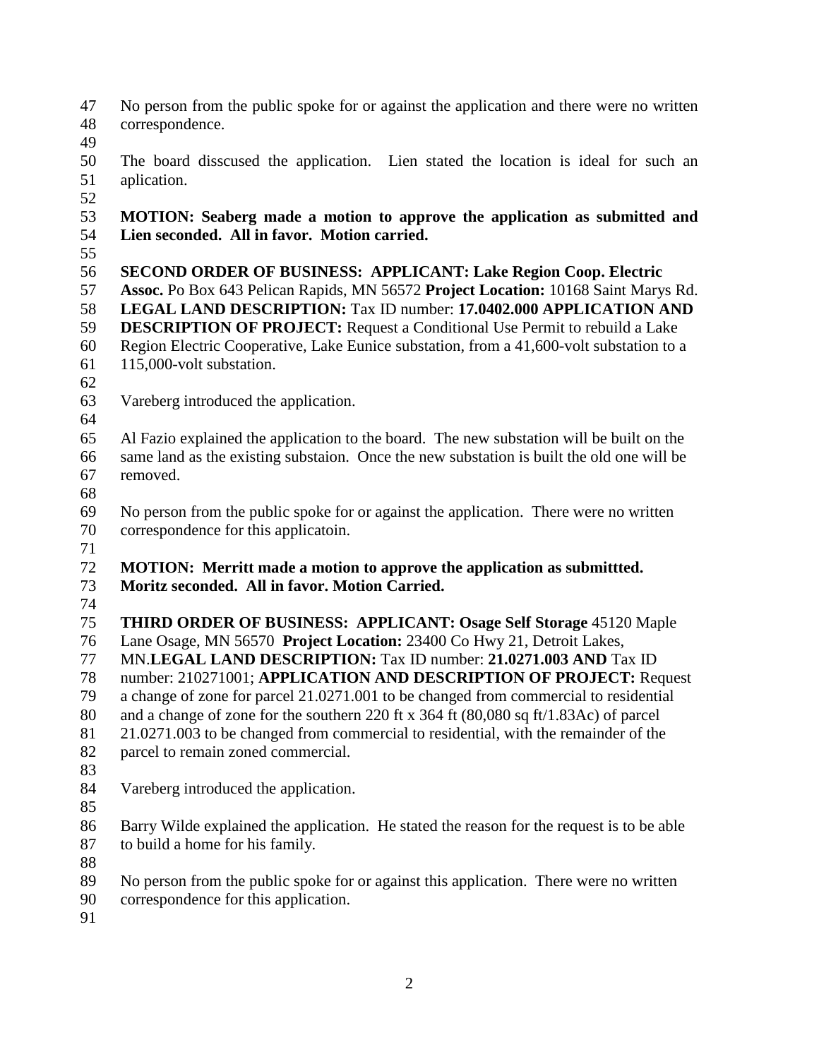No person from the public spoke for or against the application and there were no written correspondence.

The board disscused the application. Lien stated the location is ideal for such an aplication.

**MOTION: Seaberg made a motion to approve the application as submitted and Lien seconded. All in favor. Motion carried.**

**SECOND ORDER OF BUSINESS: APPLICANT: Lake Region Coop. Electric Assoc.** Po Box 643 Pelican Rapids, MN 56572 **Project Location:** 10168 Saint Marys Rd. **LEGAL LAND DESCRIPTION:** Tax ID number: **17.0402.000 APPLICATION AND DESCRIPTION OF PROJECT:** Request a Conditional Use Permit to rebuild a Lake Region Electric Cooperative, Lake Eunice substation, from a 41,600-volt substation to a 115,000-volt substation.

Vareberg introduced the application.

Al Fazio explained the application to the board. The new substation will be built on the same land as the existing substaion. Once the new substation is built the old one will be removed.

No person from the public spoke for or against the application. There were no written correspondence for this applicatoin.

**MOTION: Merritt made a motion to approve the application as submittted. Moritz seconded. All in favor. Motion Carried.**

**THIRD ORDER OF BUSINESS: APPLICANT: Osage Self Storage** 45120 Maple Lane Osage, MN 56570 **Project Location:** 23400 Co Hwy 21, Detroit Lakes, MN.**LEGAL LAND DESCRIPTION:** Tax ID number: **21.0271.003 AND** Tax ID number: 210271001; **APPLICATION AND DESCRIPTION OF PROJECT:** Request a change of zone for parcel 21.0271.001 to be changed from commercial to residential and a change of zone for the southern 220 ft x 364 ft (80,080 sq ft/1.83Ac) of parcel 21.0271.003 to be changed from commercial to residential, with the remainder of the parcel to remain zoned commercial.

Vareberg introduced the application.

Barry Wilde explained the application. He stated the reason for the request is to be able to build a home for his family.

No person from the public spoke for or against this application. There were no written correspondence for this application.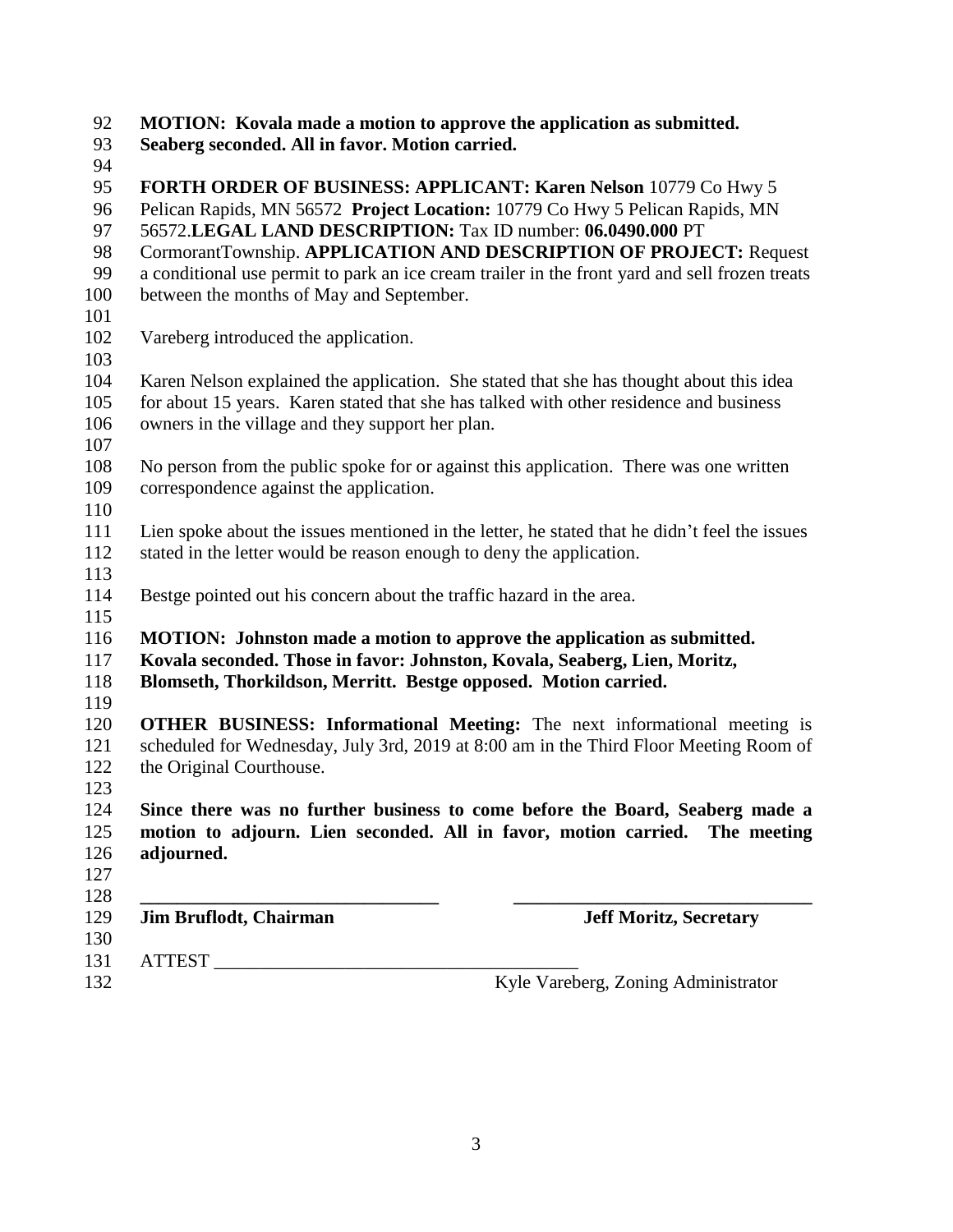**MOTION: Kovala made a motion to approve the application as submitted. Seaberg seconded. All in favor. Motion carried.**

**FORTH ORDER OF BUSINESS: APPLICANT: Karen Nelson** 10779 Co Hwy 5 Pelican Rapids, MN 56572 **Project Location:** 10779 Co Hwy 5 Pelican Rapids, MN 56572.**LEGAL LAND DESCRIPTION:** Tax ID number: **06.0490.000** PT CormorantTownship. **APPLICATION AND DESCRIPTION OF PROJECT:** Request a conditional use permit to park an ice cream trailer in the front yard and sell frozen treats between the months of May and September.

Vareberg introduced the application.

Karen Nelson explained the application. She stated that she has thought about this idea for about 15 years. Karen stated that she has talked with other residence and business owners in the village and they support her plan.

No person from the public spoke for or against this application. There was one written correspondence against the application.

Lien spoke about the issues mentioned in the letter, he stated that he didn't feel the issues stated in the letter would be reason enough to deny the application.

Bestge pointed out his concern about the traffic hazard in the area.

**MOTION: Johnston made a motion to approve the application as submitted. Kovala seconded. Those in favor: Johnston, Kovala, Seaberg, Lien, Moritz, Blomseth, Thorkildson, Merritt. Bestge opposed. Motion carried.**

**OTHER BUSINESS: Informational Meeting:** The next informational meeting is scheduled for Wednesday, July 3rd, 2019 at 8:00 am in the Third Floor Meeting Room of the Original Courthouse.

**Since there was no further business to come before the Board, Seaberg made a motion to adjourn. Lien seconded. All in favor, motion carried. The meeting adjourned.**

\_\_\_\_\_\_\_\_\_\_\_\_\_\_\_\_\_\_\_\_\_\_\_\_\_\_\_\_\_\_\_\_ \_\_\_\_\_\_\_\_\_\_\_\_\_\_\_\_\_\_\_\_\_\_\_\_\_\_\_\_\_\_\_\_

**Jim Bruflodt, Chairman** **Jeff Moritz, Secretary**

ATTEST \_\_\_\_\_\_\_\_\_\_\_\_\_\_\_\_\_\_\_\_\_\_\_\_\_\_\_\_\_\_\_\_\_\_\_\_\_\_\_

Kyle Vareberg, Zoning Administrator